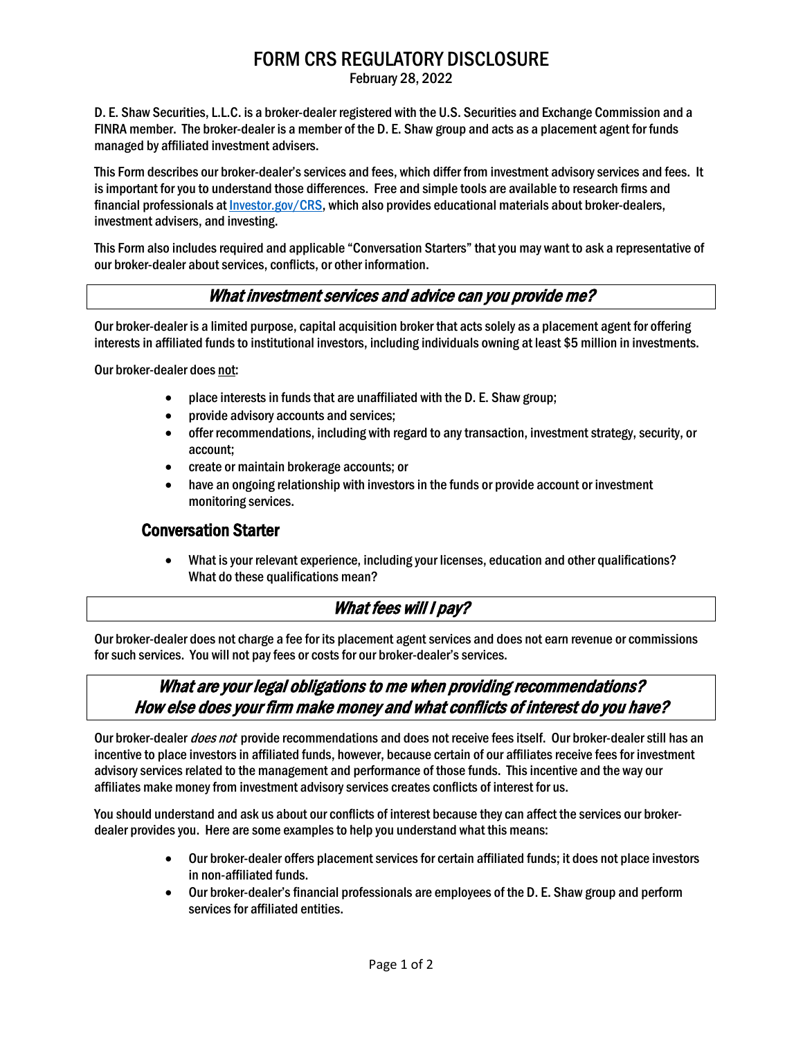# FORM CRS REGULATORY DISCLOSURE

February 28, 2022

D. E. Shaw Securities, L.L.C. is a broker-dealer registered with the U.S. Securities and Exchange Commission and a FINRA member. The broker-dealer is a member of the D. E. Shaw group and acts as a placement agent for funds managed by affiliated investment advisers.

This Form describes our broker-dealer's services and fees, which differ from investment advisory services and fees. It is important for you to understand those differences. Free and simple tools are available to research firms and financial professionals at [Investor.gov/CRS](https://www.investor.gov/CRS), which also provides educational materials about broker-dealers, investment advisers, and investing.

This Form also includes required and applicable "Conversation Starters" that you may want to ask a representative of our broker-dealer about services, conflicts, or other information.

## *What investment services and advice can you provide me?*

Our broker-dealer is a limited purpose, capital acquisition broker that acts solely as a placement agent for offering interests in affiliated funds to institutional investors, including individuals owning at least $5 million in investments.

Our broker-dealer does <u>not</u>:

- place interests in funds that are unaffiliated with the D. E. Shaw group;
- provide advisory accounts and services;
- offer recommendations, including with regard to any transaction, investment strategy, security, or account;
- create or maintain brokerage accounts; or
- have an ongoing relationship with investors in the funds or provide account or investment monitoring services.

### Conversation Starter

- What is your relevant experience, including your licenses, education and other qualifications? What do these qualifications mean?

## *What fees will I pay?*

Our broker-dealer does not charge a fee for its placement agent services and does not earn revenue or commissions for such services. You will not pay fees or costs for our broker-dealer's services.

## *What are your legal obligations to me when providing recommendations? How else does your firm make money and what conflicts of interest do you have?*

Our broker-dealer *does not* provide recommendations and does not receive fees itself. Our broker-dealer still has an incentive to place investors in affiliated funds, however, because certain of our affiliates receive fees for investment advisory services related to the management and performance of those funds. This incentive and the way our affiliates make money from investment advisory services creates conflicts of interest for us.

You should understand and ask us about our conflicts of interest because they can affect the services our broker-dealer provides you. Here are some examples to help you understand what this means:

- Our broker-dealer offers placement services for certain affiliated funds; it does not place investors in non-affiliated funds.
- Our broker-dealer's financial professionals are employees of the D. E. Shaw group and perform services for affiliated entities.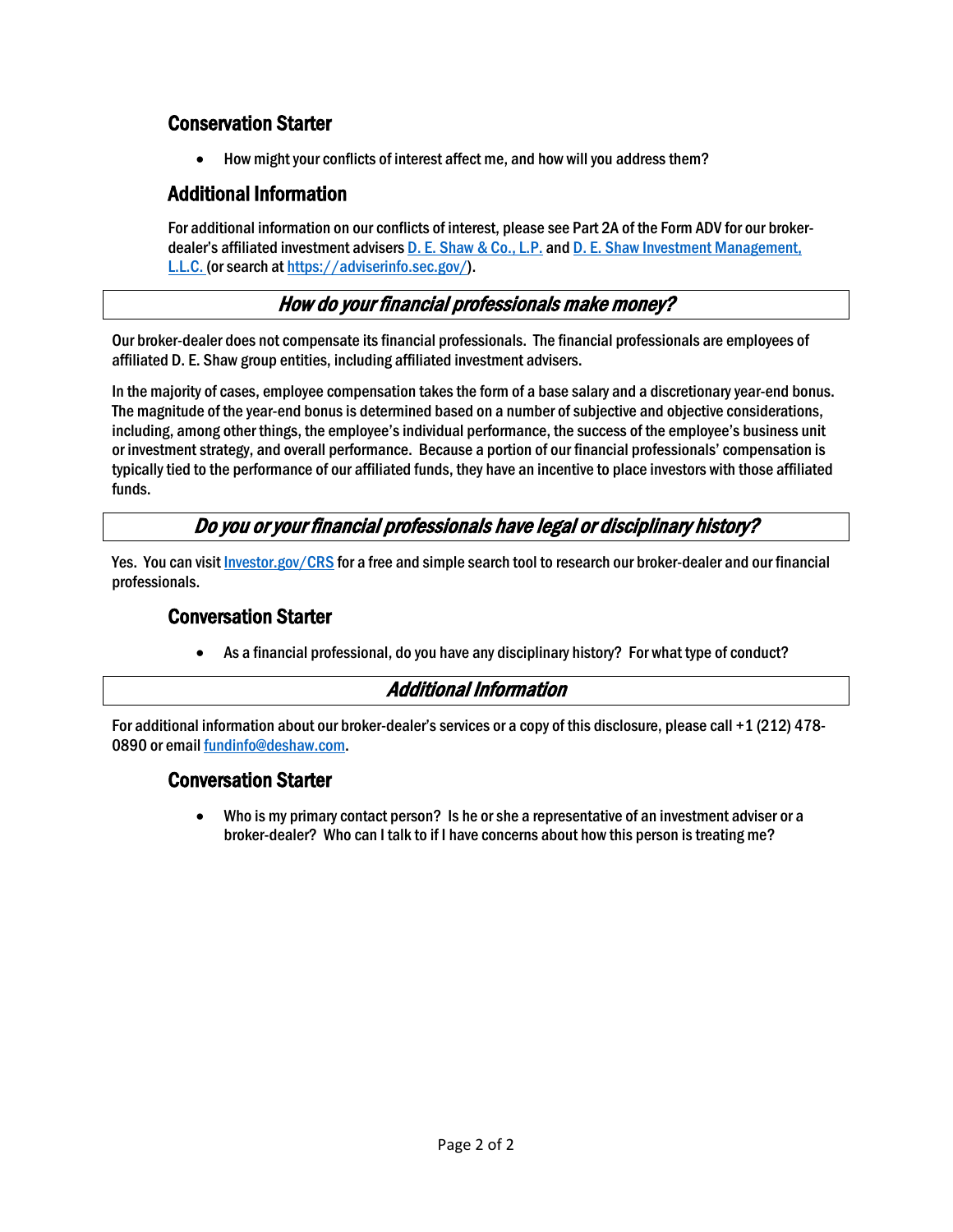### Conservation Starter

- How might your conflicts of interest affect me, and how will you address them?

### Additional Information

For additional information on our conflicts of interest, please see Part 2A of the Form ADV for our broker-dealer's affiliated investment advisers D. E. Shaw & Co., L.P. and D. E. Shaw Investment Management, L.L.C. (or search at https://adviserinfo.sec.gov/).

## *How do your financial professionals make money?*

Our broker-dealer does not compensate its financial professionals. The financial professionals are employees of affiliated D. E. Shaw group entities, including affiliated investment advisers.

In the majority of cases, employee compensation takes the form of a base salary and a discretionary year-end bonus. The magnitude of the year-end bonus is determined based on a number of subjective and objective considerations, including, among other things, the employee's individual performance, the success of the employee's business unit or investment strategy, and overall performance. Because a portion of our financial professionals' compensation is typically tied to the performance of our affiliated funds, they have an incentive to place investors with those affiliated funds.

## *Do you or your financial professionals have legal or disciplinary history?*

Yes. You can visit Investor.gov/CRS for a free and simple search tool to research our broker-dealer and our financial professionals.

### Conversation Starter

- As a financial professional, do you have any disciplinary history? For what type of conduct?

## *Additional Information*

For additional information about our broker-dealer's services or a copy of this disclosure, please call +1 (212) 478-0890 or email fundinfo@deshaw.com.

### Conversation Starter

- Who is my primary contact person? Is he or she a representative of an investment adviser or a broker-dealer? Who can I talk to if I have concerns about how this person is treating me?